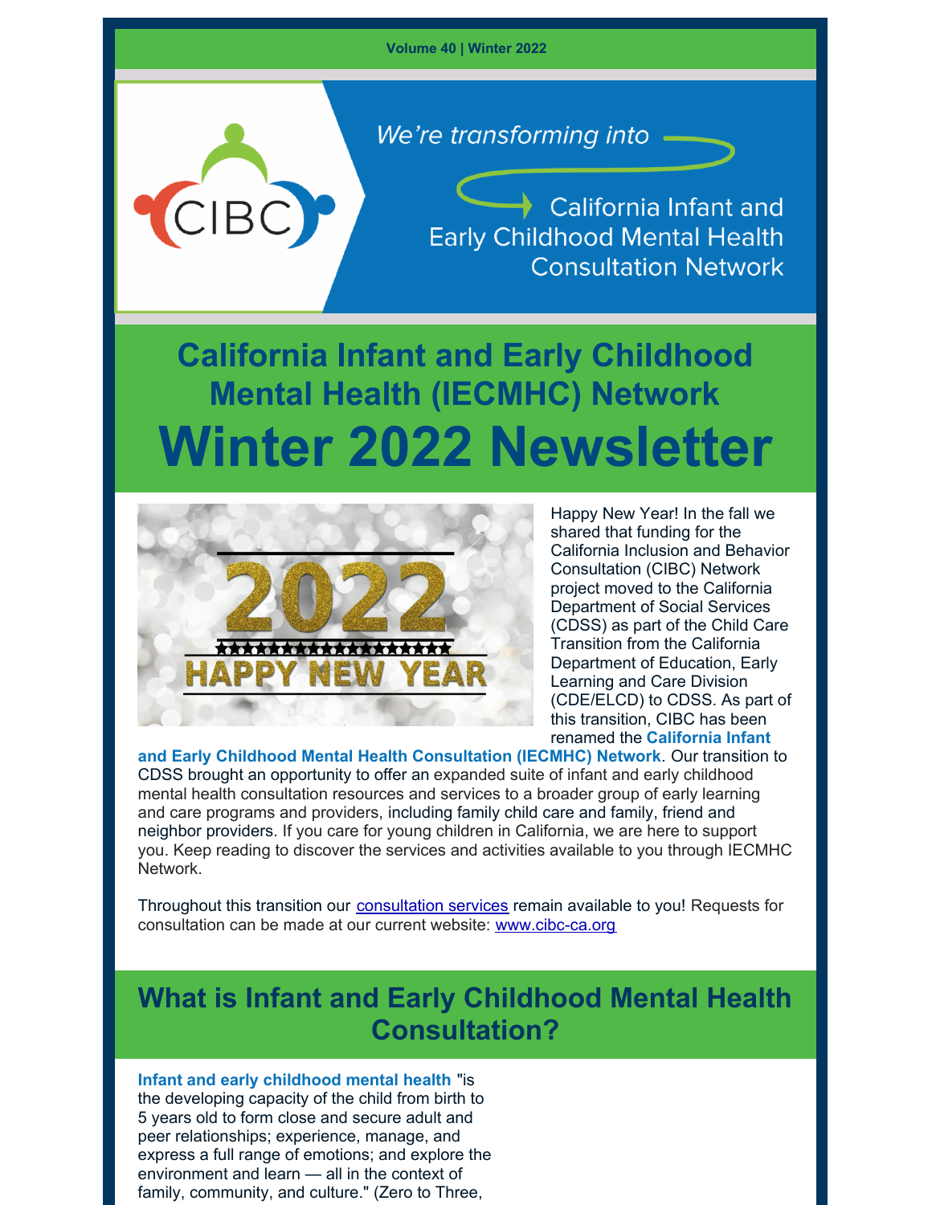Volume 40 | Winter 2022

We're transforming into

California Infant and Early Childhood Mental Health Consultation Network

# California Infant and Early Childhood Mental Health (IECMHC) Network

# Winter 2022 Newsletter

Happy New Year! In the fall we shared that funding for the California Inclusion and Behavior Consultation (CIBC) Network project moved to the California Department of Social Services (CDSS) as part of the Child Care Transition from the California Department of Education, Early Learning and Care Division (CDE/ELCD) to CDSS. As part of this transition, CIBC has been renamed the **California Infant and Early Childhood Mental Health Consultation (IECMHC) Network**. Our transition to CDSS brought an opportunity to offer an expanded suite of infant and early childhood mental health consultation resources and services to a broader group of early learning and care programs and providers, including family child care and family, friend and neighbor providers. If you care for young children in California, we are here to support you. Keep reading to discover the services and activities available to you through IECMHC Network.

Throughout this transition our consultation services remain available to you! Requests for consultation can be made at our current website: www.cibc-ca.org

## What is Infant and Early Childhood Mental Health Consultation?

**Infant and early childhood mental health** "is the developing capacity of the child from birth to 5 years old to form close and secure adult and peer relationships; experience, manage, and express a full range of emotions; and explore the environment and learn — all in the context of family, community, and culture." (Zero to Three,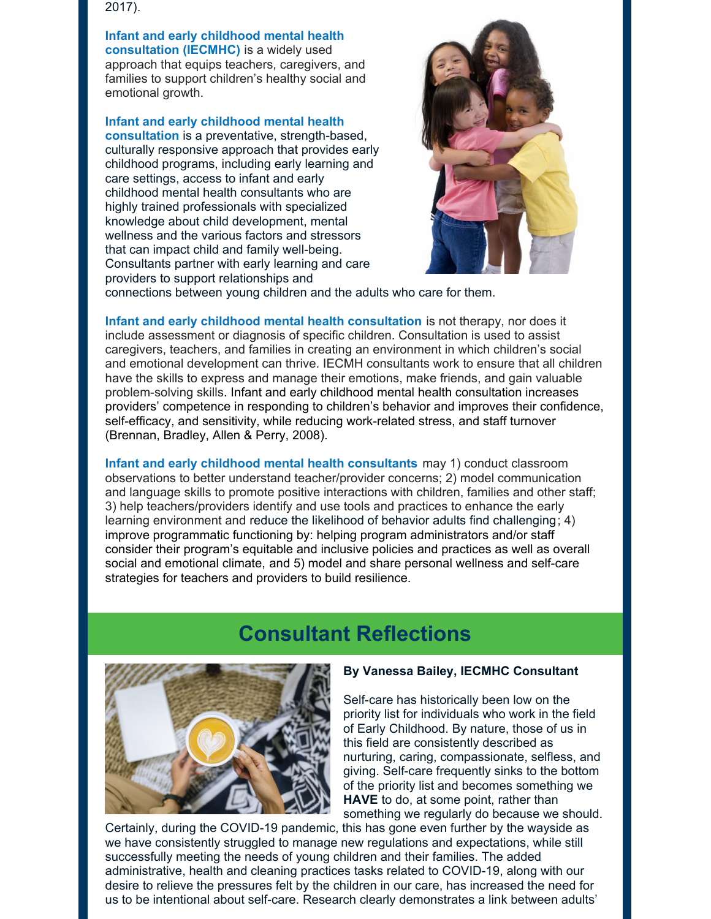2017).

**Infant and early childhood mental health consultation (IECMHC)** is a widely used approach that equips teachers, caregivers, and families to support children's healthy social and emotional growth.

**Infant and early childhood mental health consultation** is a preventative, strength-based, culturally responsive approach that provides early childhood programs, including early learning and care settings, access to infant and early childhood mental health consultants who are highly trained professionals with specialized knowledge about child development, mental wellness and the various factors and stressors that can impact child and family well-being. Consultants partner with early learning and care providers to support relationships and connections between young children and the adults who care for them.

**Infant and early childhood mental health consultation** is not therapy, nor does it include assessment or diagnosis of specific children. Consultation is used to assist caregivers, teachers, and families in creating an environment in which children's social and emotional development can thrive. IECMH consultants work to ensure that all children have the skills to express and manage their emotions, make friends, and gain valuable problem-solving skills. Infant and early childhood mental health consultation increases providers' competence in responding to children's behavior and improves their confidence, self-efficacy, and sensitivity, while reducing work-related stress, and staff turnover (Brennan, Bradley, Allen & Perry, 2008).

**Infant and early childhood mental health consultants** may 1) conduct classroom observations to better understand teacher/provider concerns; 2) model communication and language skills to promote positive interactions with children, families and other staff; 3) help teachers/providers identify and use tools and practices to enhance the early learning environment and reduce the likelihood of behavior adults find challenging; 4) improve programmatic functioning by: helping program administrators and/or staff consider their program's equitable and inclusive policies and practices as well as overall social and emotional climate, and 5) model and share personal wellness and self-care strategies for teachers and providers to build resilience.

## Consultant Reflections

**By Vanessa Bailey, IECMHC Consultant**

Self-care has historically been low on the priority list for individuals who work in the field of Early Childhood. By nature, those of us in this field are consistently described as nurturing, caring, compassionate, selfless, and giving. Self-care frequently sinks to the bottom of the priority list and becomes something we **HAVE** to do, at some point, rather than something we regularly do because we should. Certainly, during the COVID-19 pandemic, this has gone even further by the wayside as we have consistently struggled to manage new regulations and expectations, while still successfully meeting the needs of young children and their families. The added administrative, health and cleaning practices tasks related to COVID-19, along with our desire to relieve the pressures felt by the children in our care, has increased the need for us to be intentional about self-care. Research clearly demonstrates a link between adults'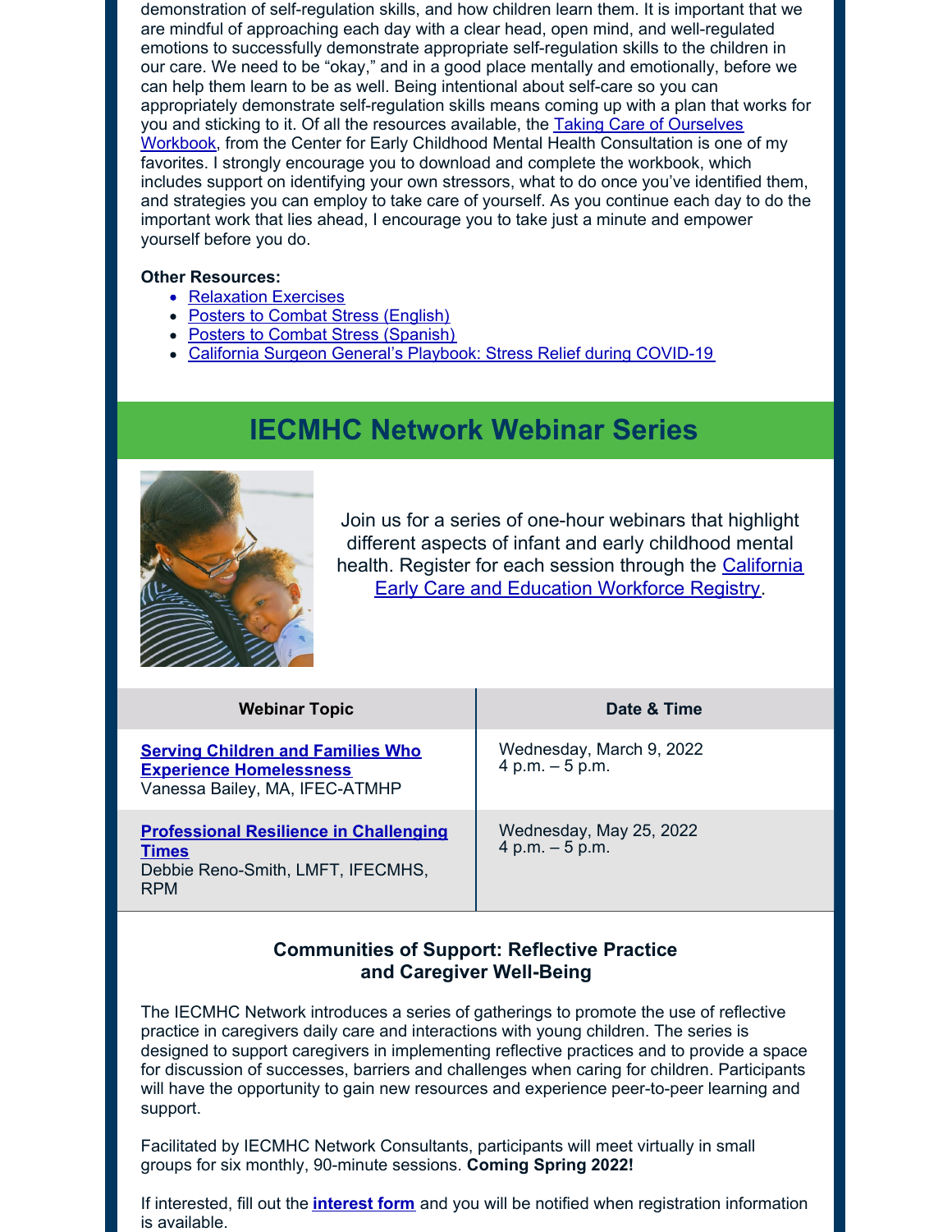demonstration of self-regulation skills, and how children learn them. It is important that we are mindful of approaching each day with a clear head, open mind, and well-regulated emotions to successfully demonstrate appropriate self-regulation skills to the children in our care. We need to be "okay," and in a good place mentally and emotionally, before we can help them learn to be as well. Being intentional about self-care so you can appropriately demonstrate self-regulation skills means coming up with a plan that works for you and sticking to it. Of all the resources available, the Taking Care of Ourselves Workbook, from the Center for Early Childhood Mental Health Consultation is one of my favorites. I strongly encourage you to download and complete the workbook, which includes support on identifying your own stressors, what to do once you've identified them, and strategies you can employ to take care of yourself. As you continue each day to do the important work that lies ahead, I encourage you to take just a minute and empower yourself before you do.

**Other Resources:**

- Relaxation Exercises
- Posters to Combat Stress (English)
- Posters to Combat Stress (Spanish)
- California Surgeon General's Playbook: Stress Relief during COVID-19

## IECMHC Network Webinar Series

Join us for a series of one-hour webinars that highlight different aspects of infant and early childhood mental health. Register for each session through the California Early Care and Education Workforce Registry.

| Webinar Topic | Date & Time |
| --- | --- |
| **Serving Children and Families Who Experience Homelessness** Vanessa Bailey, MA, IFEC-ATMHP | Wednesday, March 9, 2022 4 p.m. – 5 p.m. |
| **Professional Resilience in Challenging Times** Debbie Reno-Smith, LMFT, IFECMHS, RPM | Wednesday, May 25, 2022 4 p.m. – 5 p.m. |

### Communities of Support: Reflective Practice and Caregiver Well-Being

The IECMHC Network introduces a series of gatherings to promote the use of reflective practice in caregivers daily care and interactions with young children. The series is designed to support caregivers in implementing reflective practices and to provide a space for discussion of successes, barriers and challenges when caring for children. Participants will have the opportunity to gain new resources and experience peer-to-peer learning and support.

Facilitated by IECMHC Network Consultants, participants will meet virtually in small groups for six monthly, 90-minute sessions. **Coming Spring 2022!**

If interested, fill out the **interest form** and you will be notified when registration information is available.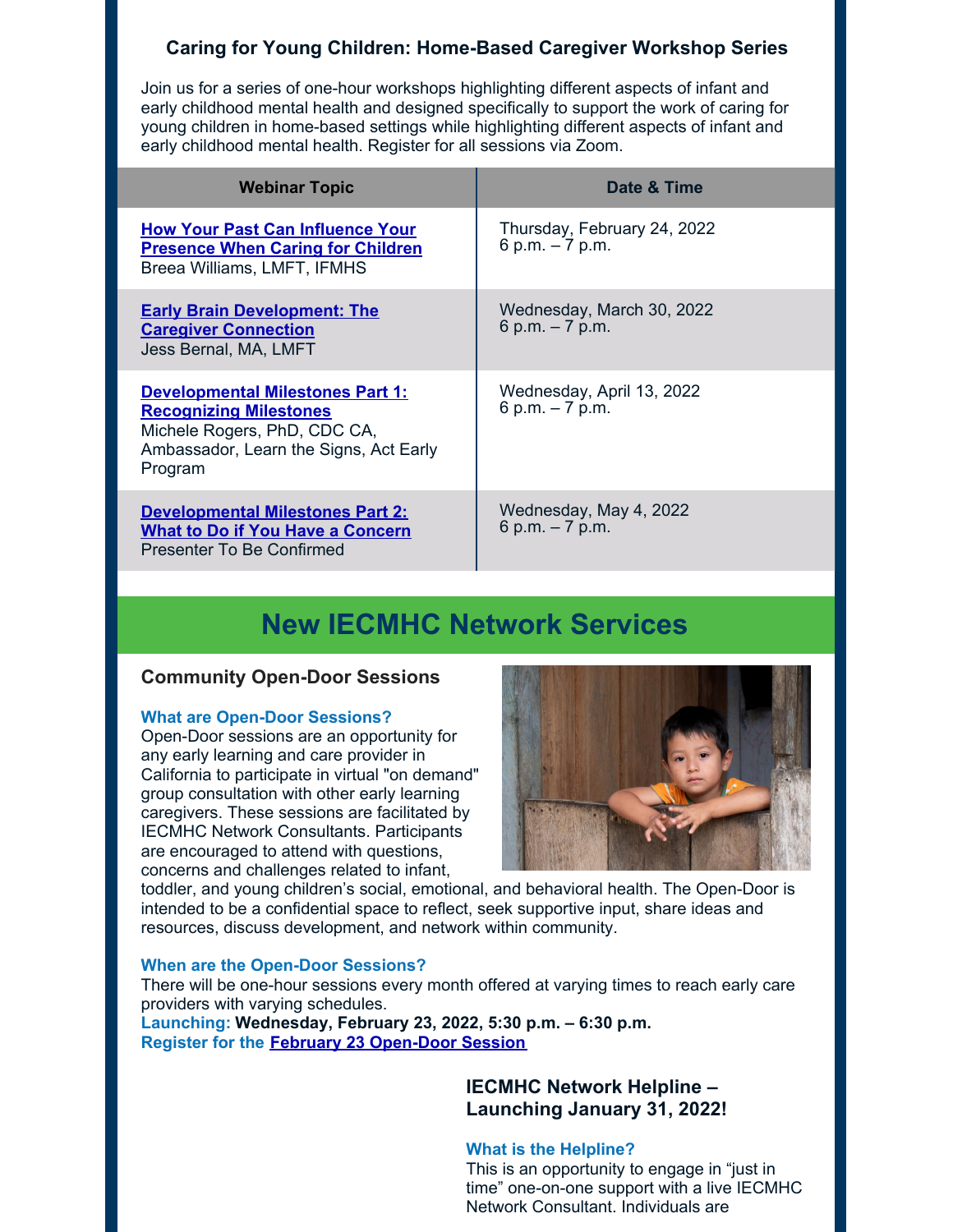### Caring for Young Children: Home-Based Caregiver Workshop Series

Join us for a series of one-hour workshops highlighting different aspects of infant and early childhood mental health and designed specifically to support the work of caring for young children in home-based settings while highlighting different aspects of infant and early childhood mental health. Register for all sessions via Zoom.

| Webinar Topic | Date & Time |
|---|---|
| **How Your Past Can Influence Your Presence When Caring for Children**<br>Breea Williams, LMFT, IFMHS | Thursday, February 24, 2022<br>6 p.m. – 7 p.m. |
| **Early Brain Development: The Caregiver Connection**<br>Jess Bernal, MA, LMFT | Wednesday, March 30, 2022<br>6 p.m. – 7 p.m. |
| **Developmental Milestones Part 1: Recognizing Milestones**<br>Michele Rogers, PhD, CDC CA, Ambassador, Learn the Signs, Act Early Program | Wednesday, April 13, 2022<br>6 p.m. – 7 p.m. |
| **Developmental Milestones Part 2: What to Do if You Have a Concern**<br>Presenter To Be Confirmed | Wednesday, May 4, 2022<br>6 p.m. – 7 p.m. |

## New IECMHC Network Services

### Community Open-Door Sessions

**What are Open-Door Sessions?**

Open-Door sessions are an opportunity for any early learning and care provider in California to participate in virtual "on demand" group consultation with other early learning caregivers. These sessions are facilitated by IECMHC Network Consultants. Participants are encouraged to attend with questions, concerns and challenges related to infant, toddler, and young children's social, emotional, and behavioral health. The Open-Door is intended to be a confidential space to reflect, seek supportive input, share ideas and resources, discuss development, and network within community.

**When are the Open-Door Sessions?**

There will be one-hour sessions every month offered at varying times to reach early care providers with varying schedules.

**Launching: Wednesday, February 23, 2022, 5:30 p.m. – 6:30 p.m.**

**Register for the February 23 Open-Door Session**

### IECMHC Network Helpline – Launching January 31, 2022!

**What is the Helpline?**

This is an opportunity to engage in "just in time" one-on-one support with a live IECMHC Network Consultant. Individuals are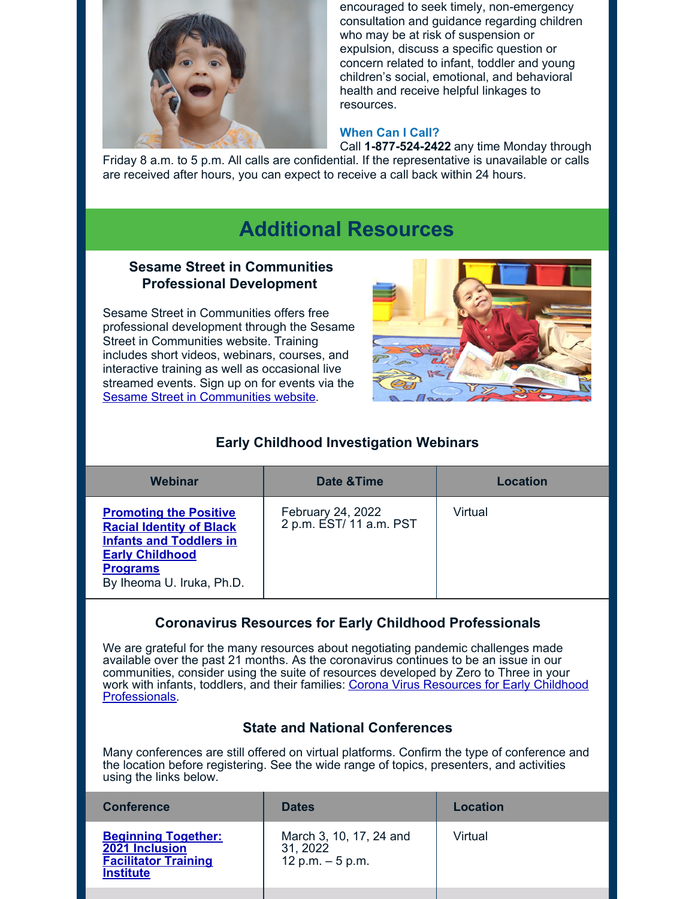encouraged to seek timely, non-emergency consultation and guidance regarding children who may be at risk of suspension or expulsion, discuss a specific question or concern related to infant, toddler and young children's social, emotional, and behavioral health and receive helpful linkages to resources.

### When Can I Call?

Call **1-877-524-2422** any time Monday through Friday 8 a.m. to 5 p.m. All calls are confidential. If the representative is unavailable or calls are received after hours, you can expect to receive a call back within 24 hours.

## Additional Resources

### Sesame Street in Communities Professional Development

Sesame Street in Communities offers free professional development through the Sesame Street in Communities website. Training includes short videos, webinars, courses, and interactive training as well as occasional live streamed events. Sign up on for events via the Sesame Street in Communities website.

### Early Childhood Investigation Webinars

| Webinar | Date &Time | Location |
|---|---|---|
| **Promoting the Positive Racial Identity of Black Infants and Toddlers in Early Childhood Programs** By Iheoma U. Iruka, Ph.D. | February 24, 2022 2 p.m. EST/ 11 a.m. PST | Virtual |

### Coronavirus Resources for Early Childhood Professionals

We are grateful for the many resources about negotiating pandemic challenges made available over the past 21 months. As the coronavirus continues to be an issue in our communities, consider using the suite of resources developed by Zero to Three in your work with infants, toddlers, and their families: Corona Virus Resources for Early Childhood Professionals.

### State and National Conferences

Many conferences are still offered on virtual platforms. Confirm the type of conference and the location before registering. See the wide range of topics, presenters, and activities using the links below.

| Conference | Dates | Location |
|---|---|---|
| **Beginning Together: 2021 Inclusion Facilitator Training Institute** | March 3, 10, 17, 24 and 31, 2022 12 p.m. – 5 p.m. | Virtual |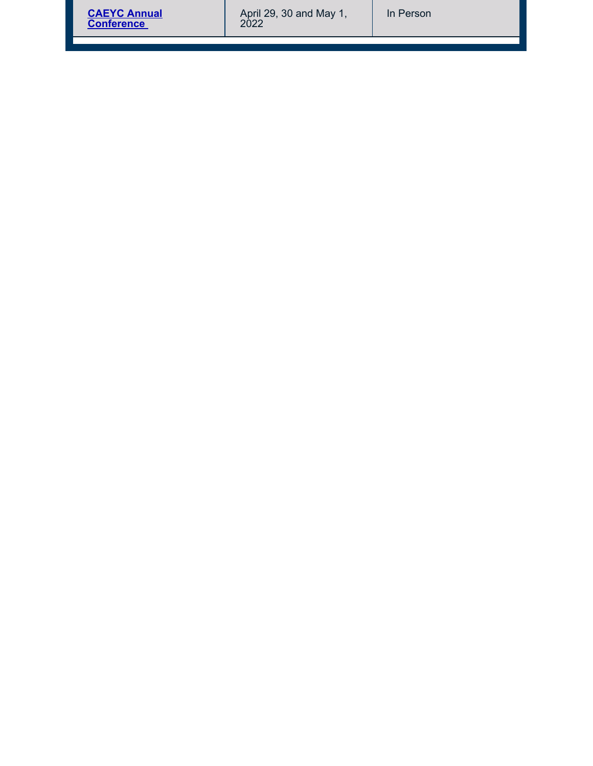| | | |
|---|---|---|
| **CAEYC Annual Conference** | April 29, 30 and May 1, 2022 | In Person |